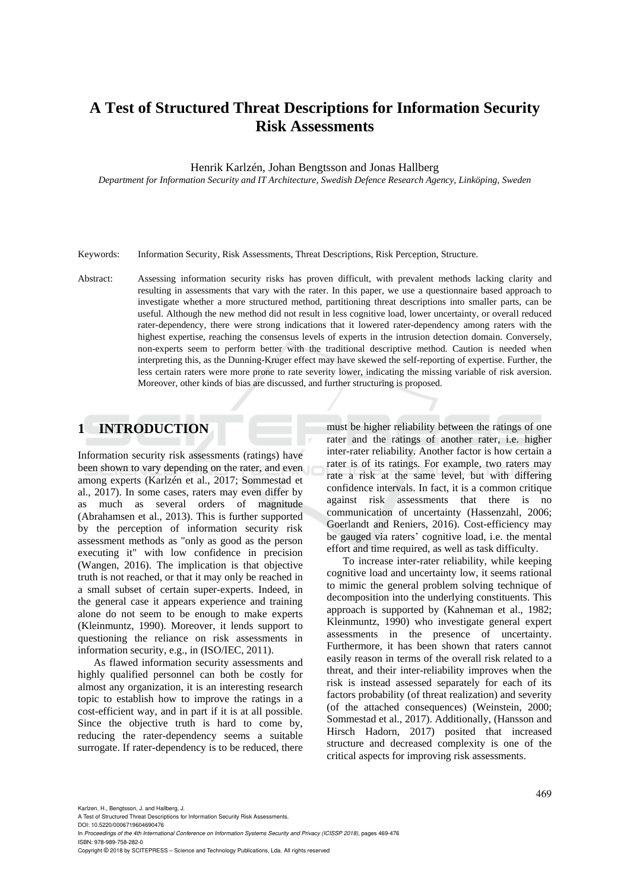# A Test of Structured Threat Descriptions for Information Security Risk Assessments

Henrik Karlzén, Johan Bengtsson and Jonas Hallberg

*Department for Information Security and IT Architecture, Swedish Defence Research Agency, Linköping, Sweden*

Keywords: Information Security, Risk Assessments, Threat Descriptions, Risk Perception, Structure.

Abstract: Assessing information security risks has proven difficult, with prevalent methods lacking clarity and resulting in assessments that vary with the rater. In this paper, we use a questionnaire based approach to investigate whether a more structured method, partitioning threat descriptions into smaller parts, can be useful. Although the new method did not result in less cognitive load, lower uncertainty, or overall reduced rater-dependency, there were strong indications that it lowered rater-dependency among raters with the highest expertise, reaching the consensus levels of experts in the intrusion detection domain. Conversely, non-experts seem to perform better with the traditional descriptive method. Caution is needed when interpreting this, as the Dunning-Kruger effect may have skewed the self-reporting of expertise. Further, the less certain raters were more prone to rate severity lower, indicating the missing variable of risk aversion. Moreover, other kinds of bias are discussed, and further structuring is proposed.

## 1 INTRODUCTION

Information security risk assessments (ratings) have been shown to vary depending on the rater, and even among experts (Karlzén et al., 2017; Sommestad et al., 2017). In some cases, raters may even differ by as much as several orders of magnitude (Abrahamsen et al., 2013). This is further supported by the perception of information security risk assessment methods as "only as good as the person executing it" with low confidence in precision (Wangen, 2016). The implication is that objective truth is not reached, or that it may only be reached in a small subset of certain super-experts. Indeed, in the general case it appears experience and training alone do not seem to be enough to make experts (Kleinmuntz, 1990). Moreover, it lends support to questioning the reliance on risk assessments in information security, e.g., in (ISO/IEC, 2011).

As flawed information security assessments and highly qualified personnel can both be costly for almost any organization, it is an interesting research topic to establish how to improve the ratings in a cost-efficient way, and in part if it is at all possible. Since the objective truth is hard to come by, reducing the rater-dependency seems a suitable surrogate. If rater-dependency is to be reduced, there must be higher reliability between the ratings of one rater and the ratings of another rater, i.e. higher inter-rater reliability. Another factor is how certain a rater is of its ratings. For example, two raters may rate a risk at the same level, but with differing confidence intervals. In fact, it is a common critique against risk assessments that there is no communication of uncertainty (Hassenzahl, 2006; Goerlandt and Reniers, 2016). Cost-efficiency may be gauged via raters' cognitive load, i.e. the mental effort and time required, as well as task difficulty.

To increase inter-rater reliability, while keeping cognitive load and uncertainty low, it seems rational to mimic the general problem solving technique of decomposition into the underlying constituents. This approach is supported by (Kahneman et al., 1982; Kleinmuntz, 1990) who investigate general expert assessments in the presence of uncertainty. Furthermore, it has been shown that raters cannot easily reason in terms of the overall risk related to a threat, and their inter-reliability improves when the risk is instead assessed separately for each of its factors probability (of threat realization) and severity (of the attached consequences) (Weinstein, 2000; Sommestad et al., 2017). Additionally, (Hansson and Hirsch Hadorn, 2017) posited that increased structure and decreased complexity is one of the critical aspects for improving risk assessments.

Karlzen, H., Bengtsson, J. and Hallberg, J.
A Test of Structured Threat Descriptions for Information Security Risk Assessments.
DOI: 10.5220/0006719604690476
In *Proceedings of the 4th International Conference on Information Systems Security and Privacy (ICISSP 2018)*, pages 469-476
ISBN: 978-989-758-282-0
Copyright © 2018 by SCITEPRESS – Science and Technology Publications, Lda. All rights reserved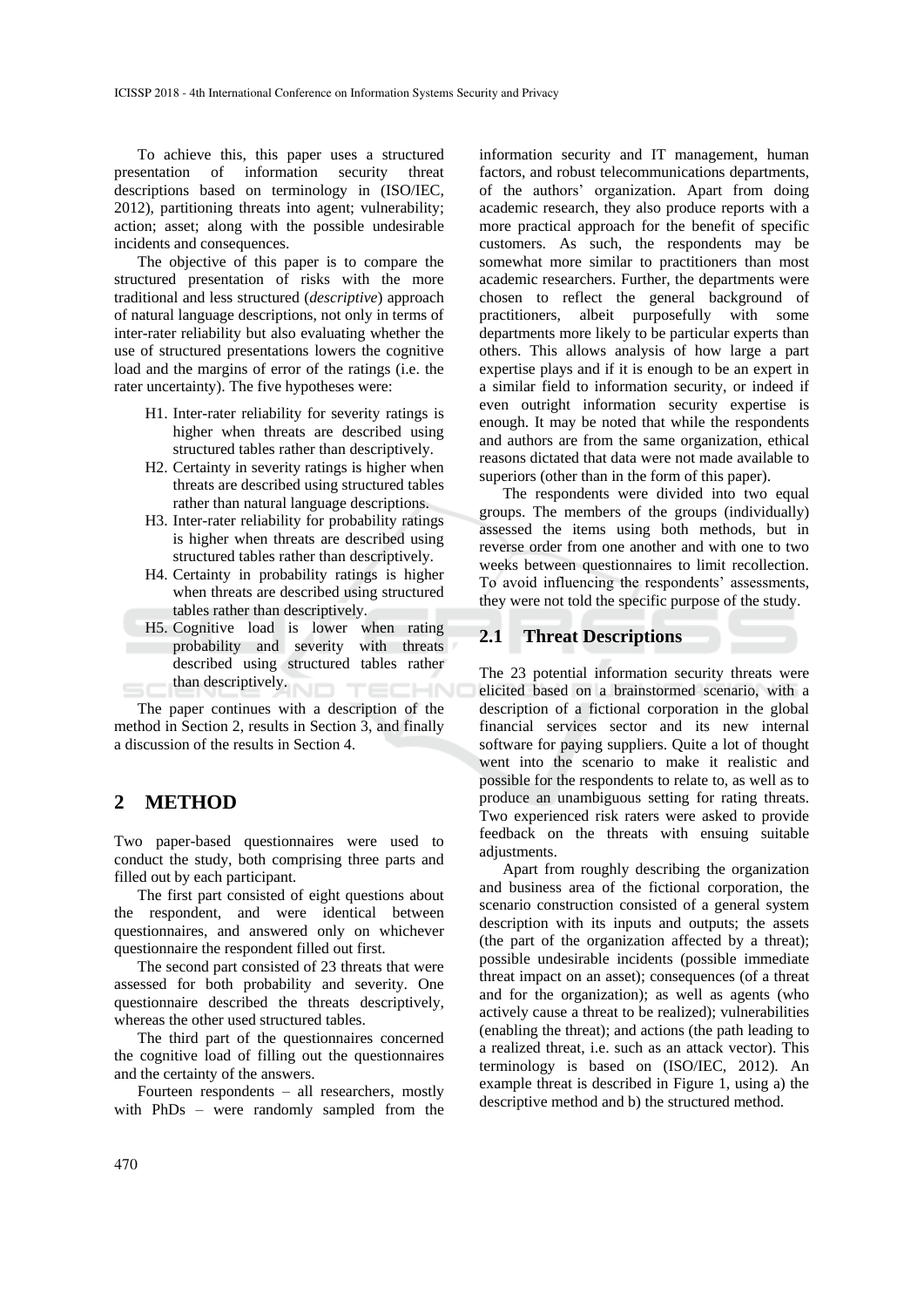To achieve this, this paper uses a structured presentation of information security threat descriptions based on terminology in (ISO/IEC, 2012), partitioning threats into agent; vulnerability; action; asset; along with the possible undesirable incidents and consequences.

The objective of this paper is to compare the structured presentation of risks with the more traditional and less structured (*descriptive*) approach of natural language descriptions, not only in terms of inter-rater reliability but also evaluating whether the use of structured presentations lowers the cognitive load and the margins of error of the ratings (i.e. the rater uncertainty). The five hypotheses were:

- H1. Inter-rater reliability for severity ratings is higher when threats are described using structured tables rather than descriptively.
- H2. Certainty in severity ratings is higher when threats are described using structured tables rather than natural language descriptions.
- H3. Inter-rater reliability for probability ratings is higher when threats are described using structured tables rather than descriptively.
- H4. Certainty in probability ratings is higher when threats are described using structured tables rather than descriptively.
- H5. Cognitive load is lower when rating probability and severity with threats described using structured tables rather than descriptively.

The paper continues with a description of the method in Section 2, results in Section 3, and finally a discussion of the results in Section 4.

## 2 METHOD

Two paper-based questionnaires were used to conduct the study, both comprising three parts and filled out by each participant.

The first part consisted of eight questions about the respondent, and were identical between questionnaires, and answered only on whichever questionnaire the respondent filled out first.

The second part consisted of 23 threats that were assessed for both probability and severity. One questionnaire described the threats descriptively, whereas the other used structured tables.

The third part of the questionnaires concerned the cognitive load of filling out the questionnaires and the certainty of the answers.

Fourteen respondents – all researchers, mostly with PhDs – were randomly sampled from the information security and IT management, human factors, and robust telecommunications departments, of the authors' organization. Apart from doing academic research, they also produce reports with a more practical approach for the benefit of specific customers. As such, the respondents may be somewhat more similar to practitioners than most academic researchers. Further, the departments were chosen to reflect the general background of practitioners, albeit purposefully with some departments more likely to be particular experts than others. This allows analysis of how large a part expertise plays and if it is enough to be an expert in a similar field to information security, or indeed if even outright information security expertise is enough. It may be noted that while the respondents and authors are from the same organization, ethical reasons dictated that data were not made available to superiors (other than in the form of this paper).

The respondents were divided into two equal groups. The members of the groups (individually) assessed the items using both methods, but in reverse order from one another and with one to two weeks between questionnaires to limit recollection. To avoid influencing the respondents' assessments, they were not told the specific purpose of the study.

### 2.1 Threat Descriptions

The 23 potential information security threats were elicited based on a brainstormed scenario, with a description of a fictional corporation in the global financial services sector and its new internal software for paying suppliers. Quite a lot of thought went into the scenario to make it realistic and possible for the respondents to relate to, as well as to produce an unambiguous setting for rating threats. Two experienced risk raters were asked to provide feedback on the threats with ensuing suitable adjustments.

Apart from roughly describing the organization and business area of the fictional corporation, the scenario construction consisted of a general system description with its inputs and outputs; the assets (the part of the organization affected by a threat); possible undesirable incidents (possible immediate threat impact on an asset); consequences (of a threat and for the organization); as well as agents (who actively cause a threat to be realized); vulnerabilities (enabling the threat); and actions (the path leading to a realized threat, i.e. such as an attack vector). This terminology is based on (ISO/IEC, 2012). An example threat is described in Figure 1, using a) the descriptive method and b) the structured method.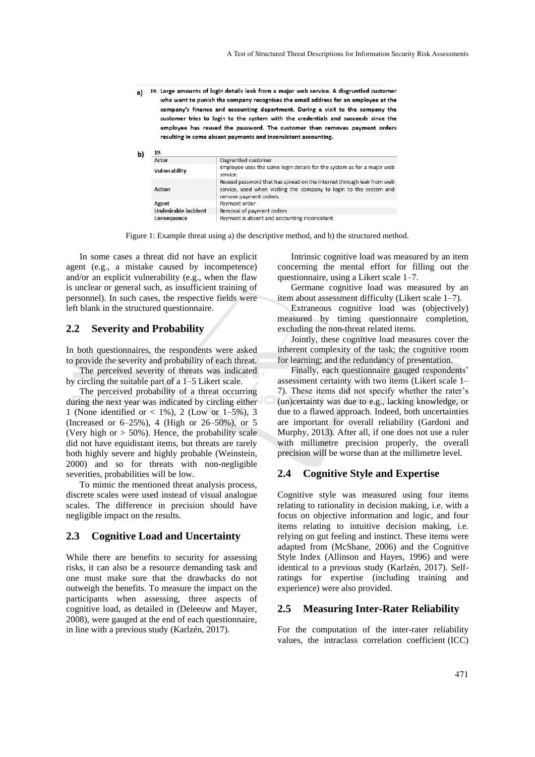a) 19. Large amounts of login details leak from a major web service. A disgruntled customer who want to punish the company recognises the email address for an employee at the company's finance and accounting department. During a visit to the company the customer tries to login to the system with the credentials and succeeds since the employee has reused the password. The customer then removes payment orders resulting in some absent payments and inconsistent accounting.

b) 19.

| | |
|---|---|
| Actor | Disgruntled customer |
| Vulnerability | Employee uses the same login details for the system as for a major web service. |
| Action | Reused password that has spread on the internet through leak from web service, used when visiting the company to login to the system and remove payment orders. |
| Agent | Payment order |
| Undesirable incident | Removal of payment orders |
| Consequence | Payment is absent and accounting inconsistent |

Figure 1: Example threat using a) the descriptive method, and b) the structured method.

In some cases a threat did not have an explicit agent (e.g., a mistake caused by incompetence) and/or an explicit vulnerability (e.g., when the flaw is unclear or general such, as insufficient training of personnel). In such cases, the respective fields were left blank in the structured questionnaire.

## 2.2 Severity and Probability

In both questionnaires, the respondents were asked to provide the severity and probability of each threat.

The perceived severity of threats was indicated by circling the suitable part of a 1–5 Likert scale.

The perceived probability of a threat occurring during the next year was indicated by circling either 1 (None identified or < 1%), 2 (Low or 1–5%), 3 (Increased or 6–25%), 4 (High or 26–50%), or 5 (Very high or > 50%). Hence, the probability scale did not have equidistant items, but threats are rarely both highly severe and highly probable (Weinstein, 2000) and so for threats with non-negligible severities, probabilities will be low.

To mimic the mentioned threat analysis process, discrete scales were used instead of visual analogue scales. The difference in precision should have negligible impact on the results.

## 2.3 Cognitive Load and Uncertainty

While there are benefits to security for assessing risks, it can also be a resource demanding task and one must make sure that the drawbacks do not outweigh the benefits. To measure the impact on the participants when assessing, three aspects of cognitive load, as detailed in (Deleeuw and Mayer, 2008), were gauged at the end of each questionnaire, in line with a previous study (Karlzén, 2017).

Intrinsic cognitive load was measured by an item concerning the mental effort for filling out the questionnaire, using a Likert scale 1–7.

Germane cognitive load was measured by an item about assessment difficulty (Likert scale 1–7).

Extraneous cognitive load was (objectively) measured by timing questionnaire completion, excluding the non-threat related items.

Jointly, these cognitive load measures cover the inherent complexity of the task; the cognitive room for learning; and the redundancy of presentation.

Finally, each questionnaire gauged respondents' assessment certainty with two items (Likert scale 1–7). These items did not specify whether the rater's (un)certainty was due to e.g., lacking knowledge, or due to a flawed approach. Indeed, both uncertainties are important for overall reliability (Gardoni and Murphy, 2013). After all, if one does not use a ruler with millimetre precision properly, the overall precision will be worse than at the millimetre level.

## 2.4 Cognitive Style and Expertise

Cognitive style was measured using four items relating to rationality in decision making, i.e. with a focus on objective information and logic, and four items relating to intuitive decision making, i.e. relying on gut feeling and instinct. These items were adapted from (McShane, 2006) and the Cognitive Style Index (Allinson and Hayes, 1996) and were identical to a previous study (Karlzén, 2017). Self-ratings for expertise (including training and experience) were also provided.

## 2.5 Measuring Inter-Rater Reliability

For the computation of the inter-rater reliability values, the intraclass correlation coefficient (ICC)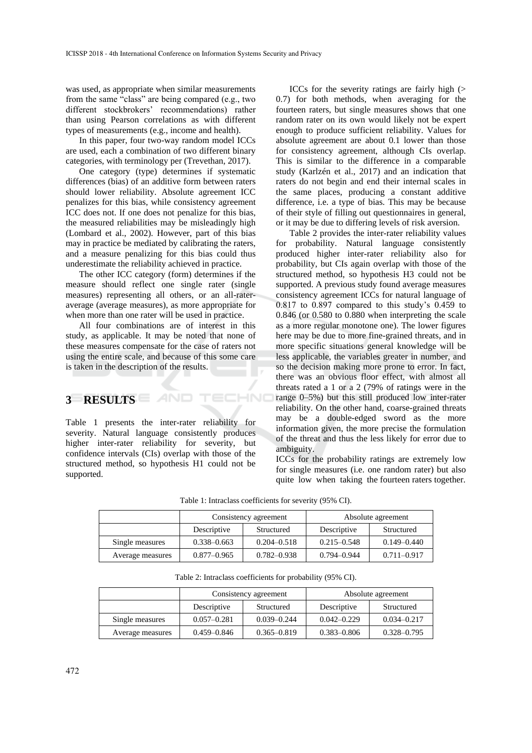was used, as appropriate when similar measurements from the same "class" are being compared (e.g., two different stockbrokers' recommendations) rather than using Pearson correlations as with different types of measurements (e.g., income and health).

In this paper, four two-way random model ICCs are used, each a combination of two different binary categories, with terminology per (Trevethan, 2017).

One category (type) determines if systematic differences (bias) of an additive form between raters should lower reliability. Absolute agreement ICC penalizes for this bias, while consistency agreement ICC does not. If one does not penalize for this bias, the measured reliabilities may be misleadingly high (Lombard et al., 2002). However, part of this bias may in practice be mediated by calibrating the raters, and a measure penalizing for this bias could thus underestimate the reliability achieved in practice.

The other ICC category (form) determines if the measure should reflect one single rater (single measures) representing all others, or an all-rater-average (average measures), as more appropriate for when more than one rater will be used in practice.

All four combinations are of interest in this study, as applicable. It may be noted that none of these measures compensate for the case of raters not using the entire scale, and because of this some care is taken in the description of the results.

## 3 RESULTS

Table 1 presents the inter-rater reliability for severity. Natural language consistently produces higher inter-rater reliability for severity, but confidence intervals (CIs) overlap with those of the structured method, so hypothesis H1 could not be supported.

ICCs for the severity ratings are fairly high (> 0.7) for both methods, when averaging for the fourteen raters, but single measures shows that one random rater on its own would likely not be expert enough to produce sufficient reliability. Values for absolute agreement are about 0.1 lower than those for consistency agreement, although CIs overlap. This is similar to the difference in a comparable study (Karlzén et al., 2017) and an indication that raters do not begin and end their internal scales in the same places, producing a constant additive difference, i.e. a type of bias. This may be because of their style of filling out questionnaires in general, or it may be due to differing levels of risk aversion.

Table 2 provides the inter-rater reliability values for probability. Natural language consistently produced higher inter-rater reliability also for probability, but CIs again overlap with those of the structured method, so hypothesis H3 could not be supported. A previous study found average measures consistency agreement ICCs for natural language of 0.817 to 0.897 compared to this study's 0.459 to 0.846 (or 0.580 to 0.880 when interpreting the scale as a more regular monotone one). The lower figures here may be due to more fine-grained threats, and in more specific situations general knowledge will be less applicable, the variables greater in number, and so the decision making more prone to error. In fact, there was an obvious floor effect, with almost all threats rated a 1 or a 2 (79% of ratings were in the range 0–5%) but this still produced low inter-rater reliability. On the other hand, coarse-grained threats may be a double-edged sword as the more information given, the more precise the formulation of the threat and thus the less likely for error due to ambiguity.

ICCs for the probability ratings are extremely low for single measures (i.e. one random rater) but also quite low when taking the fourteen raters together.

Table 1: Intraclass coefficients for severity (95% CI).

| | Consistency agreement | | Absolute agreement | |
|---|---|---|---|---|
| | Descriptive | Structured | Descriptive | Structured |
| Single measures | 0.338–0.663 | 0.204–0.518 | 0.215–0.548 | 0.149–0.440 |
| Average measures | 0.877–0.965 | 0.782–0.938 | 0.794–0.944 | 0.711–0.917 |

Table 2: Intraclass coefficients for probability (95% CI).

| | Consistency agreement | | Absolute agreement | |
|---|---|---|---|---|
| | Descriptive | Structured | Descriptive | Structured |
| Single measures | 0.057–0.281 | 0.039–0.244 | 0.042–0.229 | 0.034–0.217 |
| Average measures | 0.459–0.846 | 0.365–0.819 | 0.383–0.806 | 0.328–0.795 |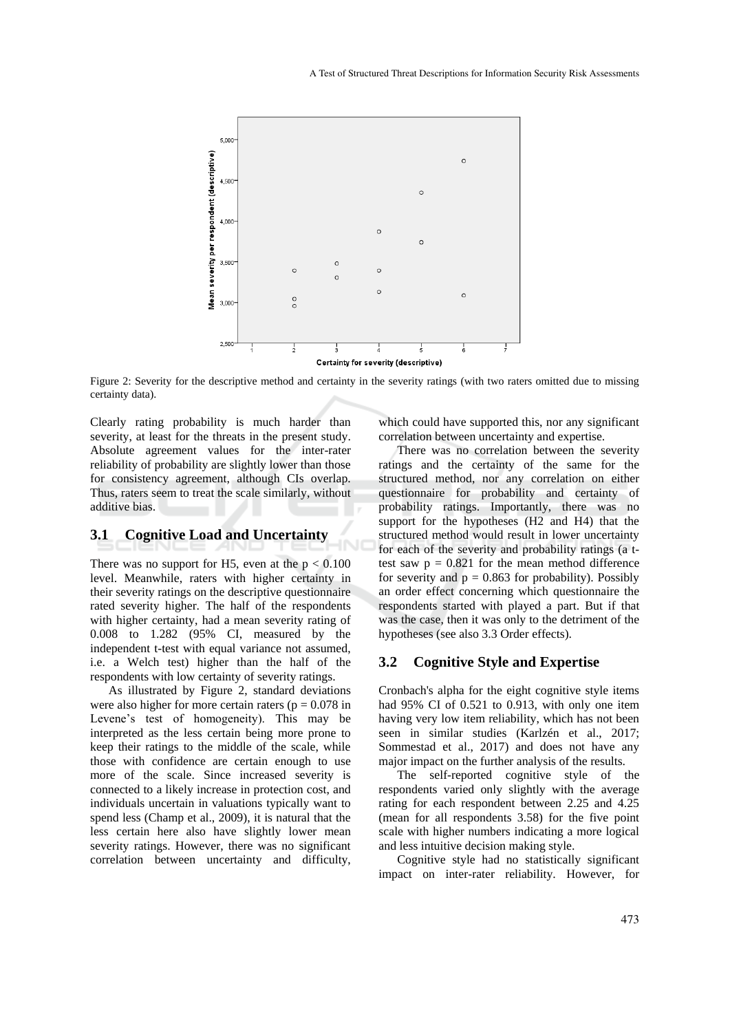Mean severity per respondent (descriptive)

5,000

4,500

4,000

3,500

3,000

2,500

1 2 3 4 5 6 7

Certainty for severity (descriptive)

Figure 2: Severity for the descriptive method and certainty in the severity ratings (with two raters omitted due to missing certainty data).

Clearly rating probability is much harder than severity, at least for the threats in the present study. Absolute agreement values for the inter-rater reliability of probability are slightly lower than those for consistency agreement, although CIs overlap. Thus, raters seem to treat the scale similarly, without additive bias.

## 3.1 Cognitive Load and Uncertainty

There was no support for H5, even at the $p < 0.100$ level. Meanwhile, raters with higher certainty in their severity ratings on the descriptive questionnaire rated severity higher. The half of the respondents with higher certainty, had a mean severity rating of 0.008 to 1.282 (95% CI, measured by the independent t-test with equal variance not assumed, i.e. a Welch test) higher than the half of the respondents with low certainty of severity ratings.

As illustrated by Figure 2, standard deviations were also higher for more certain raters ($p = 0.078$ in Levene's test of homogeneity). This may be interpreted as the less certain being more prone to keep their ratings to the middle of the scale, while those with confidence are certain enough to use more of the scale. Since increased severity is connected to a likely increase in protection cost, and individuals uncertain in valuations typically want to spend less (Champ et al., 2009), it is natural that the less certain here also have slightly lower mean severity ratings. However, there was no significant correlation between uncertainty and difficulty, which could have supported this, nor any significant correlation between uncertainty and expertise.

There was no correlation between the severity ratings and the certainty of the same for the structured method, nor any correlation on either questionnaire for probability and certainty of probability ratings. Importantly, there was no support for the hypotheses (H2 and H4) that the structured method would result in lower uncertainty for each of the severity and probability ratings (a t-test saw $p = 0.821$ for the mean method difference for severity and $p = 0.863$ for probability). Possibly an order effect concerning which questionnaire the respondents started with played a part. But if that was the case, then it was only to the detriment of the hypotheses (see also 3.3 Order effects).

## 3.2 Cognitive Style and Expertise

Cronbach's alpha for the eight cognitive style items had 95% CI of 0.521 to 0.913, with only one item having very low item reliability, which has not been seen in similar studies (Karlzén et al., 2017; Sommestad et al., 2017) and does not have any major impact on the further analysis of the results.

The self-reported cognitive style of the respondents varied only slightly with the average rating for each respondent between 2.25 and 4.25 (mean for all respondents 3.58) for the five point scale with higher numbers indicating a more logical and less intuitive decision making style.

Cognitive style had no statistically significant impact on inter-rater reliability. However, for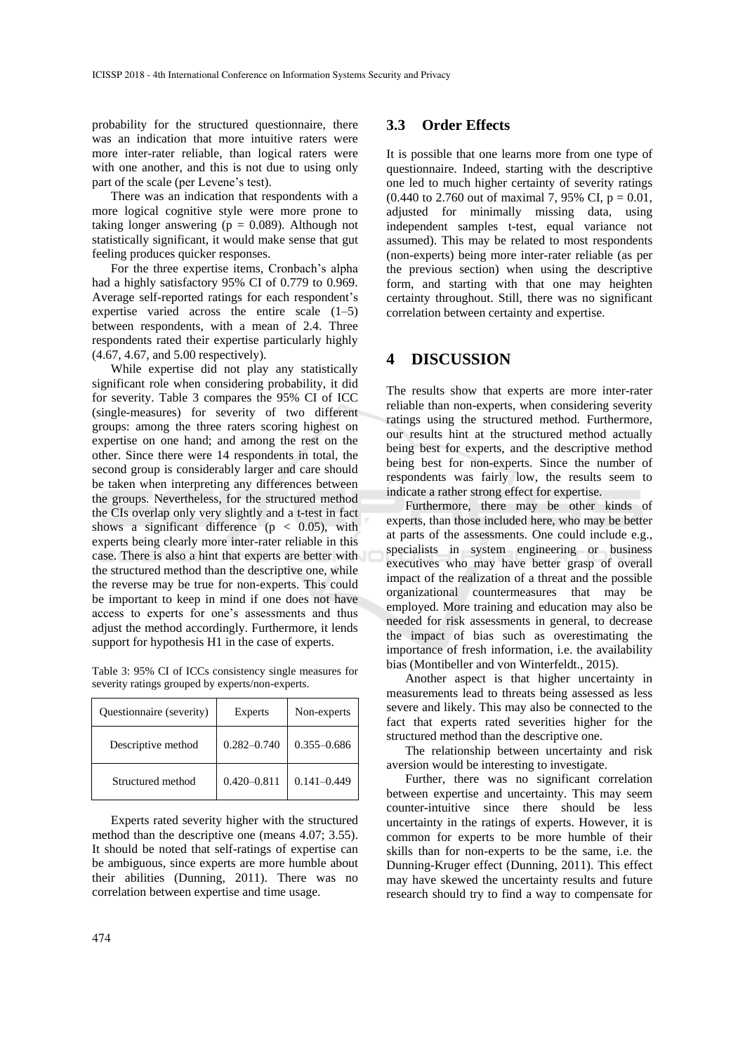probability for the structured questionnaire, there was an indication that more intuitive raters were more inter-rater reliable, than logical raters were with one another, and this is not due to using only part of the scale (per Levene's test).

There was an indication that respondents with a more logical cognitive style were more prone to taking longer answering ($p = 0.089$). Although not statistically significant, it would make sense that gut feeling produces quicker responses.

For the three expertise items, Cronbach's alpha had a highly satisfactory 95% CI of 0.779 to 0.969. Average self-reported ratings for each respondent's expertise varied across the entire scale (1–5) between respondents, with a mean of 2.4. Three respondents rated their expertise particularly highly (4.67, 4.67, and 5.00 respectively).

While expertise did not play any statistically significant role when considering probability, it did for severity. Table 3 compares the 95% CI of ICC (single-measures) for severity of two different groups: among the three raters scoring highest on expertise on one hand; and among the rest on the other. Since there were 14 respondents in total, the second group is considerably larger and care should be taken when interpreting any differences between the groups. Nevertheless, for the structured method the CIs overlap only very slightly and a t-test in fact shows a significant difference ($p < 0.05$), with experts being clearly more inter-rater reliable in this case. There is also a hint that experts are better with the structured method than the descriptive one, while the reverse may be true for non-experts. This could be important to keep in mind if one does not have access to experts for one's assessments and thus adjust the method accordingly. Furthermore, it lends support for hypothesis H1 in the case of experts.

Table 3: 95% CI of ICCs consistency single measures for severity ratings grouped by experts/non-experts.

| Questionnaire (severity) | Experts | Non-experts |
|---|---|---|
| Descriptive method | 0.282–0.740 | 0.355–0.686 |
| Structured method | 0.420–0.811 | 0.141–0.449 |

Experts rated severity higher with the structured method than the descriptive one (means 4.07; 3.55). It should be noted that self-ratings of expertise can be ambiguous, since experts are more humble about their abilities (Dunning, 2011). There was no correlation between expertise and time usage.

### 3.3 Order Effects

It is possible that one learns more from one type of questionnaire. Indeed, starting with the descriptive one led to much higher certainty of severity ratings (0.440 to 2.760 out of maximal 7, 95% CI, $p = 0.01$, adjusted for minimally missing data, using independent samples t-test, equal variance not assumed). This may be related to most respondents (non-experts) being more inter-rater reliable (as per the previous section) when using the descriptive form, and starting with that one may heighten certainty throughout. Still, there was no significant correlation between certainty and expertise.

## 4 DISCUSSION

The results show that experts are more inter-rater reliable than non-experts, when considering severity ratings using the structured method. Furthermore, our results hint at the structured method actually being best for experts, and the descriptive method being best for non-experts. Since the number of respondents was fairly low, the results seem to indicate a rather strong effect for expertise.

Furthermore, there may be other kinds of experts, than those included here, who may be better at parts of the assessments. One could include e.g., specialists in system engineering or business executives who may have better grasp of overall impact of the realization of a threat and the possible organizational countermeasures that may be employed. More training and education may also be needed for risk assessments in general, to decrease the impact of bias such as overestimating the importance of fresh information, i.e. the availability bias (Montibeller and von Winterfeldt., 2015).

Another aspect is that higher uncertainty in measurements lead to threats being assessed as less severe and likely. This may also be connected to the fact that experts rated severities higher for the structured method than the descriptive one.

The relationship between uncertainty and risk aversion would be interesting to investigate.

Further, there was no significant correlation between expertise and uncertainty. This may seem counter-intuitive since there should be less uncertainty in the ratings of experts. However, it is common for experts to be more humble of their skills than for non-experts to be the same, i.e. the Dunning-Kruger effect (Dunning, 2011). This effect may have skewed the uncertainty results and future research should try to find a way to compensate for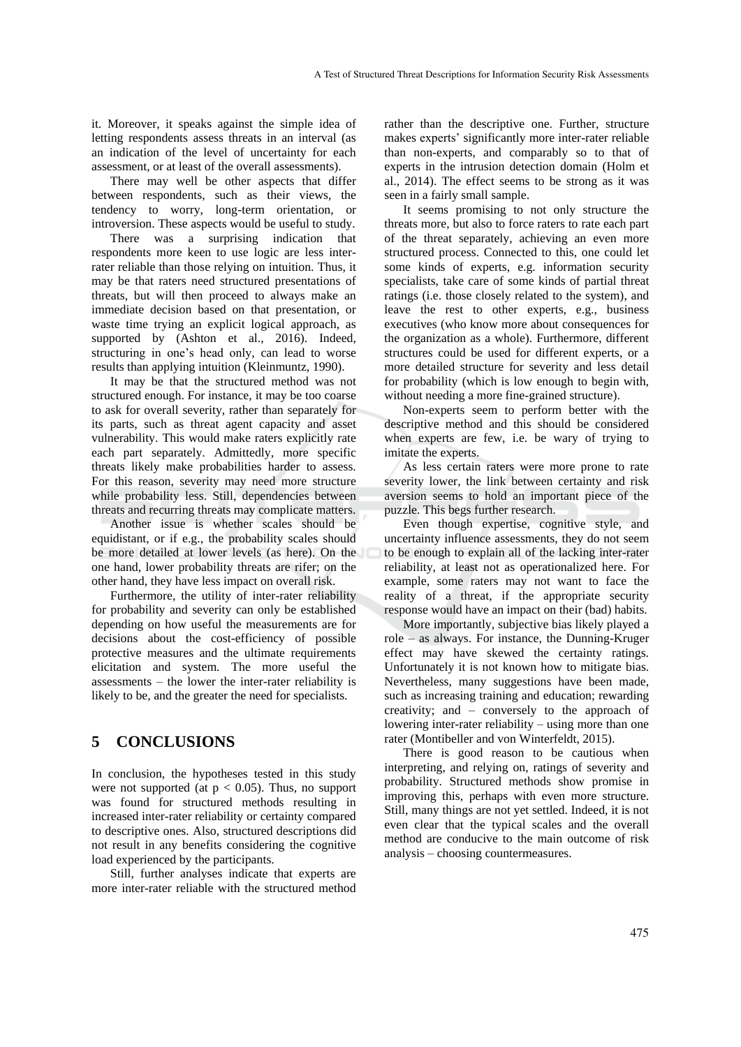it. Moreover, it speaks against the simple idea of letting respondents assess threats in an interval (as an indication of the level of uncertainty for each assessment, or at least of the overall assessments).

There may well be other aspects that differ between respondents, such as their views, the tendency to worry, long-term orientation, or introversion. These aspects would be useful to study.

There was a surprising indication that respondents more keen to use logic are less inter-rater reliable than those relying on intuition. Thus, it may be that raters need structured presentations of threats, but will then proceed to always make an immediate decision based on that presentation, or waste time trying an explicit logical approach, as supported by (Ashton et al., 2016). Indeed, structuring in one's head only, can lead to worse results than applying intuition (Kleinmuntz, 1990).

It may be that the structured method was not structured enough. For instance, it may be too coarse to ask for overall severity, rather than separately for its parts, such as threat agent capacity and asset vulnerability. This would make raters explicitly rate each part separately. Admittedly, more specific threats likely make probabilities harder to assess. For this reason, severity may need more structure while probability less. Still, dependencies between threats and recurring threats may complicate matters.

Another issue is whether scales should be equidistant, or if e.g., the probability scales should be more detailed at lower levels (as here). On the one hand, lower probability threats are rifer; on the other hand, they have less impact on overall risk.

Furthermore, the utility of inter-rater reliability for probability and severity can only be established depending on how useful the measurements are for decisions about the cost-efficiency of possible protective measures and the ultimate requirements elicitation and system. The more useful the assessments – the lower the inter-rater reliability is likely to be, and the greater the need for specialists.

## 5 CONCLUSIONS

In conclusion, the hypotheses tested in this study were not supported (at $p < 0.05$). Thus, no support was found for structured methods resulting in increased inter-rater reliability or certainty compared to descriptive ones. Also, structured descriptions did not result in any benefits considering the cognitive load experienced by the participants.

Still, further analyses indicate that experts are more inter-rater reliable with the structured method rather than the descriptive one. Further, structure makes experts' significantly more inter-rater reliable than non-experts, and comparably so to that of experts in the intrusion detection domain (Holm et al., 2014). The effect seems to be strong as it was seen in a fairly small sample.

It seems promising to not only structure the threats more, but also to force raters to rate each part of the threat separately, achieving an even more structured process. Connected to this, one could let some kinds of experts, e.g. information security specialists, take care of some kinds of partial threat ratings (i.e. those closely related to the system), and leave the rest to other experts, e.g., business executives (who know more about consequences for the organization as a whole). Furthermore, different structures could be used for different experts, or a more detailed structure for severity and less detail for probability (which is low enough to begin with, without needing a more fine-grained structure).

Non-experts seem to perform better with the descriptive method and this should be considered when experts are few, i.e. be wary of trying to imitate the experts.

As less certain raters were more prone to rate severity lower, the link between certainty and risk aversion seems to hold an important piece of the puzzle. This begs further research.

Even though expertise, cognitive style, and uncertainty influence assessments, they do not seem to be enough to explain all of the lacking inter-rater reliability, at least not as operationalized here. For example, some raters may not want to face the reality of a threat, if the appropriate security response would have an impact on their (bad) habits.

More importantly, subjective bias likely played a role – as always. For instance, the Dunning-Kruger effect may have skewed the certainty ratings. Unfortunately it is not known how to mitigate bias. Nevertheless, many suggestions have been made, such as increasing training and education; rewarding creativity; and – conversely to the approach of lowering inter-rater reliability – using more than one rater (Montibeller and von Winterfeldt, 2015).

There is good reason to be cautious when interpreting, and relying on, ratings of severity and probability. Structured methods show promise in improving this, perhaps with even more structure. Still, many things are not yet settled. Indeed, it is not even clear that the typical scales and the overall method are conducive to the main outcome of risk analysis – choosing countermeasures.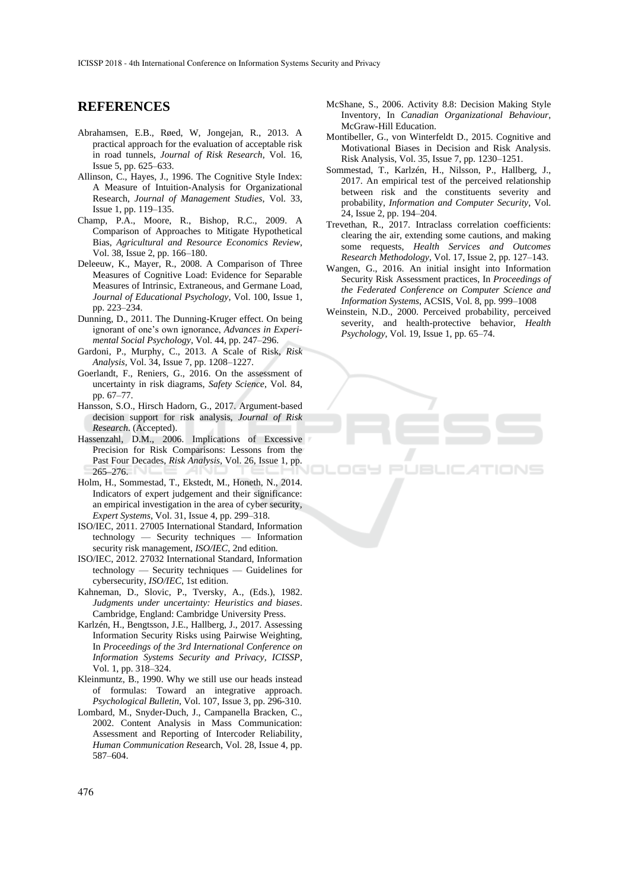## REFERENCES

Abrahamsen, E.B., Røed, W, Jongejan, R., 2013. A practical approach for the evaluation of acceptable risk in road tunnels, *Journal of Risk Research*, Vol. 16, Issue 5, pp. 625–633.

Allinson, C., Hayes, J., 1996. The Cognitive Style Index: A Measure of Intuition-Analysis for Organizational Research, *Journal of Management Studies*, Vol. 33, Issue 1, pp. 119–135.

Champ, P.A., Moore, R., Bishop, R.C., 2009. A Comparison of Approaches to Mitigate Hypothetical Bias, *Agricultural and Resource Economics Review*, Vol. 38, Issue 2, pp. 166–180.

Deleeuw, K., Mayer, R., 2008. A Comparison of Three Measures of Cognitive Load: Evidence for Separable Measures of Intrinsic, Extraneous, and Germane Load, *Journal of Educational Psychology*, Vol. 100, Issue 1, pp. 223–234.

Dunning, D., 2011. The Dunning-Kruger effect. On being ignorant of one's own ignorance, *Advances in Experimental Social Psychology*, Vol. 44, pp. 247–296.

Gardoni, P., Murphy, C., 2013. A Scale of Risk, *Risk Analysis*, Vol. 34, Issue 7, pp. 1208–1227.

Goerlandt, F., Reniers, G., 2016. On the assessment of uncertainty in risk diagrams, *Safety Science*, Vol. 84, pp. 67–77.

Hansson, S.O., Hirsch Hadorn, G., 2017. Argument-based decision support for risk analysis, *Journal of Risk Research*. (Accepted).

Hassenzahl, D.M., 2006. Implications of Excessive Precision for Risk Comparisons: Lessons from the Past Four Decades, *Risk Analysis*, Vol. 26, Issue 1, pp. 265–276.

Holm, H., Sommestad, T., Ekstedt, M., Honeth, N., 2014. Indicators of expert judgement and their significance: an empirical investigation in the area of cyber security, *Expert Systems*, Vol. 31, Issue 4, pp. 299–318.

ISO/IEC, 2011. 27005 International Standard, Information technology — Security techniques — Information security risk management, *ISO/IEC*, 2nd edition.

ISO/IEC, 2012. 27032 International Standard, Information technology — Security techniques — Guidelines for cybersecurity, *ISO/IEC*, 1st edition.

Kahneman, D., Slovic, P., Tversky, A., (Eds.), 1982. *Judgments under uncertainty: Heuristics and biases*. Cambridge, England: Cambridge University Press.

Karlzén, H., Bengtsson, J.E., Hallberg, J., 2017. Assessing Information Security Risks using Pairwise Weighting, In *Proceedings of the 3rd International Conference on Information Systems Security and Privacy, ICISSP*, Vol. 1, pp. 318–324.

Kleinmuntz, B., 1990. Why we still use our heads instead of formulas: Toward an integrative approach. *Psychological Bulletin*, Vol. 107, Issue 3, pp. 296-310.

Lombard, M., Snyder-Duch, J., Campanella Bracken, C., 2002. Content Analysis in Mass Communication: Assessment and Reporting of Intercoder Reliability, *Human Communication Res*earch, Vol. 28, Issue 4, pp. 587–604.

McShane, S., 2006. Activity 8.8: Decision Making Style Inventory, In *Canadian Organizational Behaviour*, McGraw-Hill Education.

Montibeller, G., von Winterfeldt D., 2015. Cognitive and Motivational Biases in Decision and Risk Analysis. Risk Analysis, Vol. 35, Issue 7, pp. 1230–1251.

Sommestad, T., Karlzén, H., Nilsson, P., Hallberg, J., 2017. An empirical test of the perceived relationship between risk and the constituents severity and probability, *Information and Computer Security*, Vol. 24, Issue 2, pp. 194–204.

Trevethan, R., 2017. Intraclass correlation coefficients: clearing the air, extending some cautions, and making some requests, *Health Services and Outcomes Research Methodology*, Vol. 17, Issue 2, pp. 127–143.

Wangen, G., 2016. An initial insight into Information Security Risk Assessment practices, In *Proceedings of the Federated Conference on Computer Science and Information Systems*, ACSIS, Vol. 8, pp. 999–1008

Weinstein, N.D., 2000. Perceived probability, perceived severity, and health-protective behavior, *Health Psychology*, Vol. 19, Issue 1, pp. 65–74.